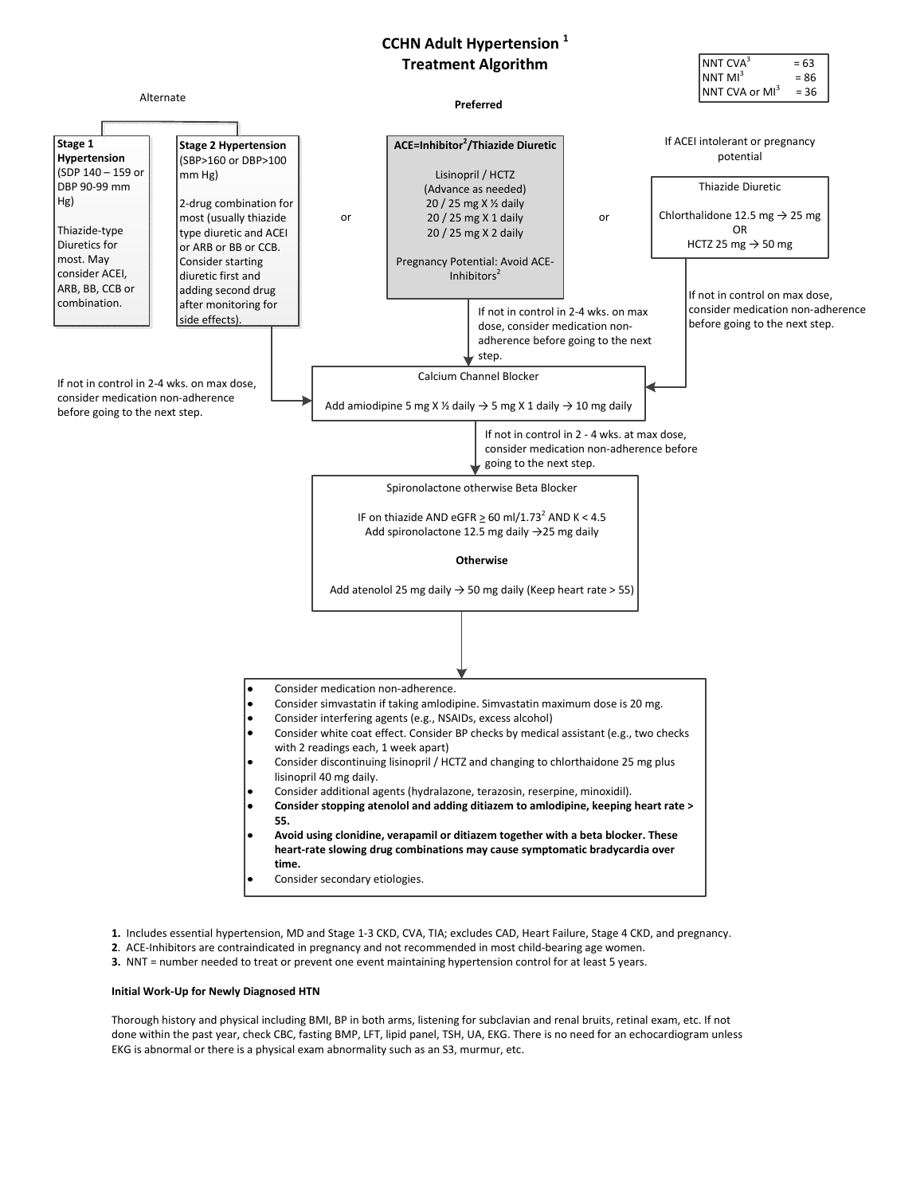# CCHN Adult Hypertension [1] Treatment Algorithm

| | |
|---|---|
| NNT CVA[3] | = 63 |
| NNT MI[3] | = 86 |
| NNT CVA or MI[3] | = 36 |

**Alternate**

**Stage 1 Hypertension** (SDP 140 – 159 or DBP 90-99 mm Hg)

Thiazide-type Diuretics for most. May consider ACEI, ARB, BB, CCB or combination.

**Stage 2 Hypertension** (SBP>160 or DBP>100 mm Hg)

2-drug combination for most (usually thiazide type diuretic and ACEI or ARB or BB or CCB. Consider starting diuretic first and adding second drug after monitoring for side effects).

or

**Preferred**

**ACE=Inhibitor[2]/Thiazide Diuretic**

Lisinopril / HCTZ
(Advance as needed)
20 / 25 mg X ½ daily
20 / 25 mg X 1 daily
20 / 25 mg X 2 daily

Pregnancy Potential: Avoid ACE-Inhibitors[2]

or

If ACEI intolerant or pregnancy potential

Thiazide Diuretic

Chlorthalidone 12.5 mg → 25 mg
OR
HCTZ 25 mg → 50 mg

If not in control in 2-4 wks. on max dose, consider medication non-adherence before going to the next step.

If not in control in 2-4 wks. on max dose, consider medication non-adherence before going to the next step.

If not in control on max dose, consider medication non-adherence before going to the next step.

**Calcium Channel Blocker**

Add amiodipine 5 mg X ½ daily → 5 mg X 1 daily → 10 mg daily

If not in control in 2 - 4 wks. at max dose, consider medication non-adherence before going to the next step.

**Spironolactone otherwise Beta Blocker**

IF on thiazide AND eGFR ≥ 60 ml/1.73[2] AND K < 4.5
Add spironolactone 12.5 mg daily →25 mg daily

**Otherwise**

Add atenolol 25 mg daily → 50 mg daily (Keep heart rate > 55)

- Consider medication non-adherence.
- Consider simvastatin if taking amlodipine. Simvastatin maximum dose is 20 mg.
- Consider interfering agents (e.g., NSAIDs, excess alcohol)
- Consider white coat effect. Consider BP checks by medical assistant (e.g., two checks with 2 readings each, 1 week apart)
- Consider discontinuing lisinopril / HCTZ and changing to chlorthaidone 25 mg plus lisinopril 40 mg daily.
- Consider additional agents (hydralazone, terazosin, reserpine, minoxidil).
- **Consider stopping atenolol and adding ditiazem to amlodipine, keeping heart rate > 55.**
- **Avoid using clonidine, verapamil or ditiazem together with a beta blocker. These heart-rate slowing drug combinations may cause symptomatic bradycardia over time.**
- Consider secondary etiologies.

1. Includes essential hypertension, MD and Stage 1-3 CKD, CVA, TIA; excludes CAD, Heart Failure, Stage 4 CKD, and pregnancy.
2. ACE-Inhibitors are contraindicated in pregnancy and not recommended in most child-bearing age women.
3. NNT = number needed to treat or prevent one event maintaining hypertension control for at least 5 years.

**Initial Work-Up for Newly Diagnosed HTN**

Thorough history and physical including BMI, BP in both arms, listening for subclavian and renal bruits, retinal exam, etc. If not done within the past year, check CBC, fasting BMP, LFT, lipid panel, TSH, UA, EKG. There is no need for an echocardiogram unless EKG is abnormal or there is a physical exam abnormality such as an S3, murmur, etc.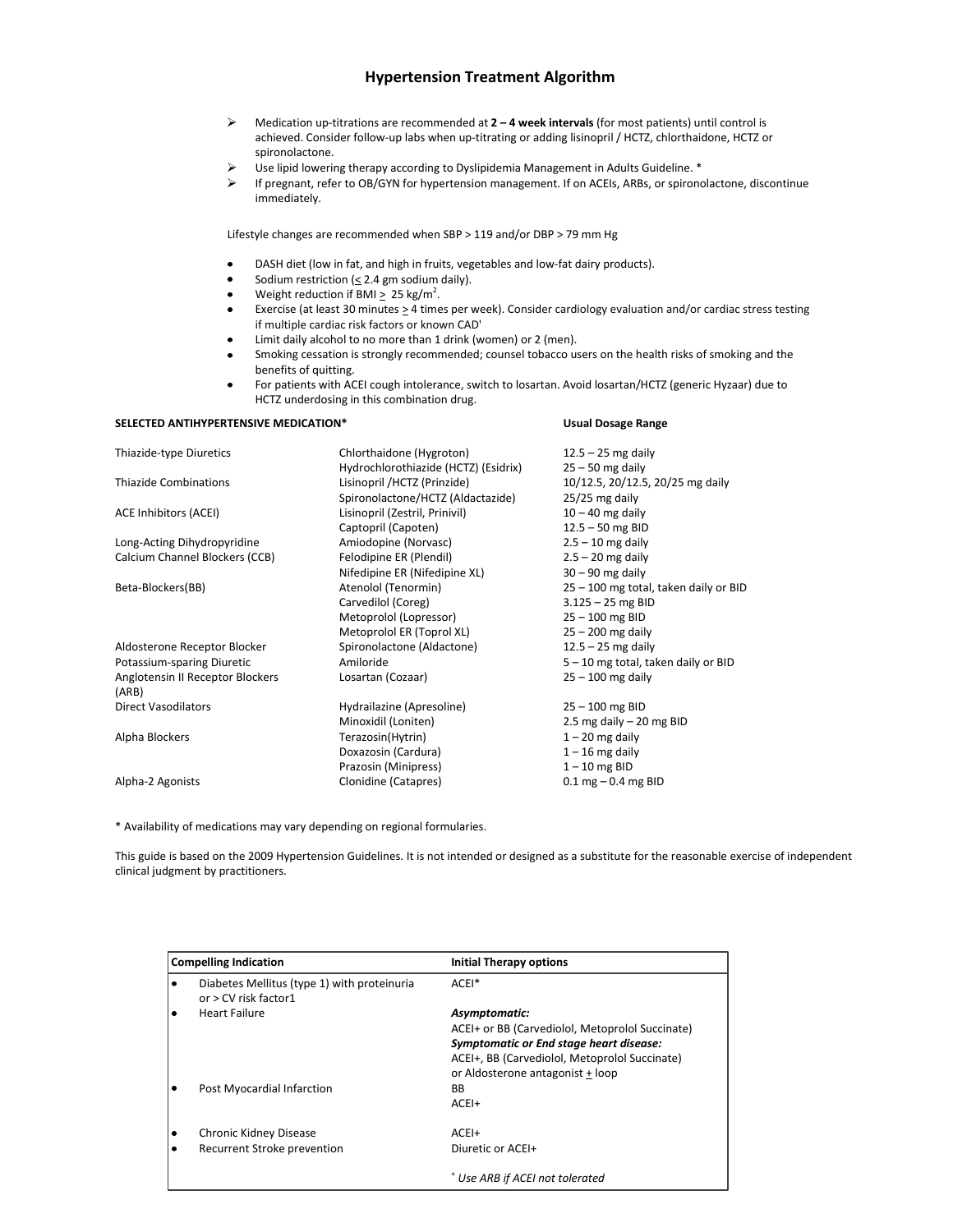# Hypertension Treatment Algorithm

- Medication up-titrations are recommended at **2 – 4 week intervals** (for most patients) until control is achieved. Consider follow-up labs when up-titrating or adding lisinopril / HCTZ, chlorthaidone, HCTZ or spironolactone.
- Use lipid lowering therapy according to Dyslipidemia Management in Adults Guideline. *
- If pregnant, refer to OB/GYN for hypertension management. If on ACEIs, ARBs, or spironolactone, discontinue immediately.

Lifestyle changes are recommended when SBP > 119 and/or DBP > 79 mm Hg

- DASH diet (low in fat, and high in fruits, vegetables and low-fat dairy products).
- Sodium restriction (≤ 2.4 gm sodium daily).
- Weight reduction if BMI ≥ 25 kg/m$^2$.
- Exercise (at least 30 minutes ≥ 4 times per week). Consider cardiology evaluation and/or cardiac stress testing if multiple cardiac risk factors or known CAD'
- Limit daily alcohol to no more than 1 drink (women) or 2 (men).
- Smoking cessation is strongly recommended; counsel tobacco users on the health risks of smoking and the benefits of quitting.
- For patients with ACEI cough intolerance, switch to losartan. Avoid losartan/HCTZ (generic Hyzaar) due to HCTZ underdosing in this combination drug.

| **SELECTED ANTIHYPERTENSIVE MEDICATION*** | | **Usual Dosage Range** |
|---|---|---|
| Thiazide-type Diuretics | Chlorthaidone (Hygroton) | 12.5 – 25 mg daily |
| | Hydrochlorothiazide (HCTZ) (Esidrix) | 25 – 50 mg daily |
| Thiazide Combinations | Lisinopril /HCTZ (Prinzide) | 10/12.5, 20/12.5, 20/25 mg daily |
| | Spironolactone/HCTZ (Aldactazide) | 25/25 mg daily |
| ACE Inhibitors (ACEI) | Lisinopril (Zestril, Prinivil) | 10 – 40 mg daily |
| | Captopril (Capoten) | 12.5 – 50 mg BID |
| Long-Acting Dihydropyridine Calcium Channel Blockers (CCB) | Amiodopine (Norvasc) | 2.5 – 10 mg daily |
| | Felodipine ER (Plendil) | 2.5 – 20 mg daily |
| | Nifedipine ER (Nifedipine XL) | 30 – 90 mg daily |
| Beta-Blockers(BB) | Atenolol (Tenormin) | 25 – 100 mg total, taken daily or BID |
| | Carvedilol (Coreg) | 3.125 – 25 mg BID |
| | Metoprolol (Lopressor) | 25 – 100 mg BID |
| | Metoprolol ER (Toprol XL) | 25 – 200 mg daily |
| Aldosterone Receptor Blocker | Spironolactone (Aldactone) | 12.5 – 25 mg daily |
| Potassium-sparing Diuretic | Amiloride | 5 – 10 mg total, taken daily or BID |
| Anglotensin II Receptor Blockers (ARB) | Losartan (Cozaar) | 25 – 100 mg daily |
| Direct Vasodilators | Hydrailazine (Apresoline) | 25 – 100 mg BID |
| | Minoxidil (Loniten) | 2.5 mg daily – 20 mg BID |
| Alpha Blockers | Terazosin(Hytrin) | 1 – 20 mg daily |
| | Doxazosin (Cardura) | 1 – 16 mg daily |
| | Prazosin (Minipress) | 1 – 10 mg BID |
| Alpha-2 Agonists | Clonidine (Catapres) | 0.1 mg – 0.4 mg BID |

* Availability of medications may vary depending on regional formularies.

This guide is based on the 2009 Hypertension Guidelines. It is not intended or designed as a substitute for the reasonable exercise of independent clinical judgment by practitioners.

| **Compelling Indication** | **Initial Therapy options** |
|---|---|
| • Diabetes Mellitus (type 1) with proteinuria or > CV risk factor1 | ACEI* |
| • Heart Failure | ***Asymptomatic:*** ACEI+ or BB (Carvediolol, Metoprolol Succinate) ***Symptomatic or End stage heart disease:*** ACEI+, BB (Carvediolol, Metoprolol Succinate) or Aldosterone antagonist ± loop |
| • Post Myocardial Infarction | BB ACEI+ |
| • Chronic Kidney Disease | ACEI+ |
| • Recurrent Stroke prevention | Diuretic or ACEI+ |
| | + *Use ARB if ACEI not tolerated* |